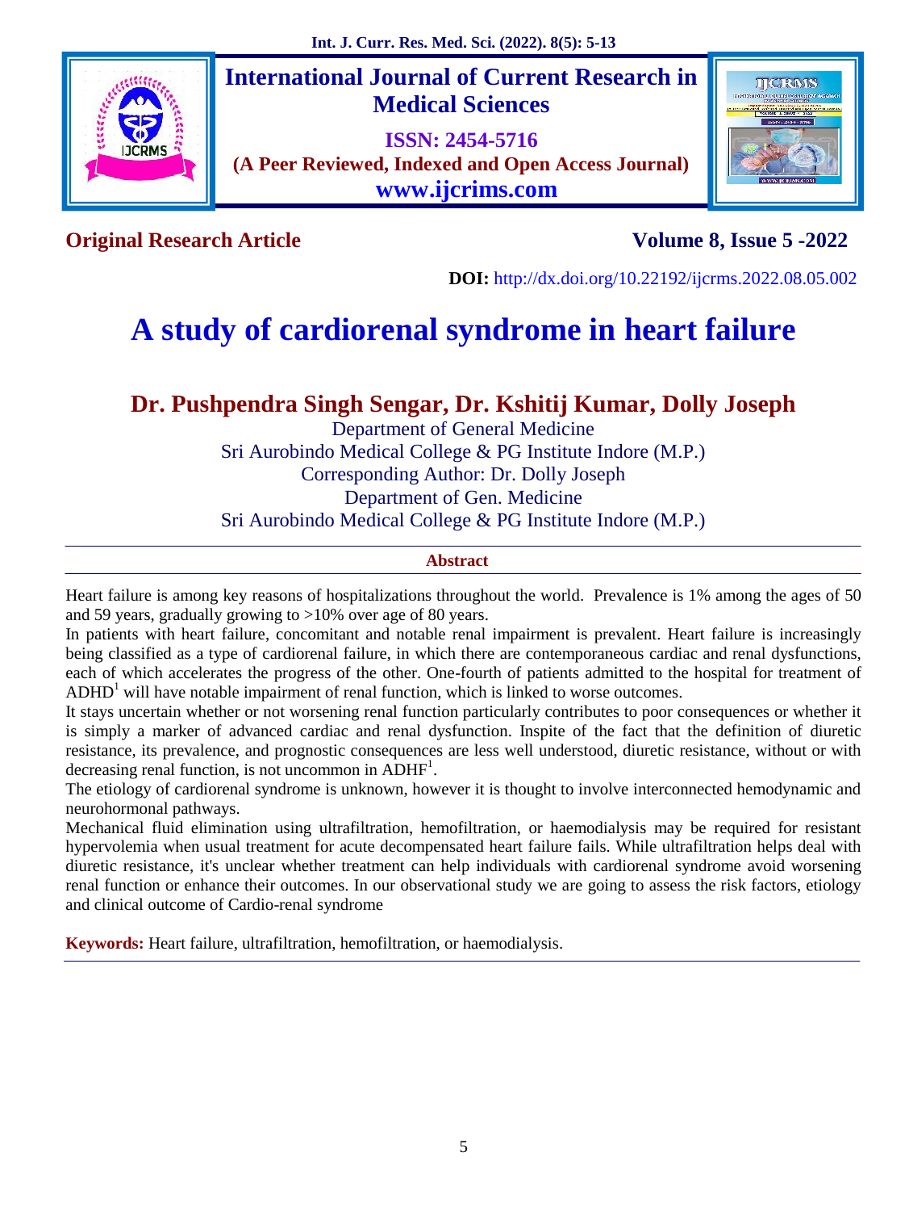International Journal of Current Research in Medical Sciences

ISSN: 2454-5716

(A Peer Reviewed, Indexed and Open Access Journal)

www.ijcrims.com

**Original Research Article**

**Volume 8, Issue 5 -2022**

**DOI:** http://dx.doi.org/10.22192/ijcrms.2022.08.05.002

# A study of cardiorenal syndrome in heart failure

## Dr. Pushpendra Singh Sengar, Dr. Kshitij Kumar, Dolly Joseph

Department of General Medicine
Sri Aurobindo Medical College & PG Institute Indore (M.P.)
Corresponding Author: Dr. Dolly Joseph
Department of Gen. Medicine
Sri Aurobindo Medical College & PG Institute Indore (M.P.)

### Abstract

Heart failure is among key reasons of hospitalizations throughout the world. Prevalence is 1% among the ages of 50 and 59 years, gradually growing to >10% over age of 80 years.

In patients with heart failure, concomitant and notable renal impairment is prevalent. Heart failure is increasingly being classified as a type of cardiorenal failure, in which there are contemporaneous cardiac and renal dysfunctions, each of which accelerates the progress of the other. One-fourth of patients admitted to the hospital for treatment of ADHD[1] will have notable impairment of renal function, which is linked to worse outcomes.

It stays uncertain whether or not worsening renal function particularly contributes to poor consequences or whether it is simply a marker of advanced cardiac and renal dysfunction. Inspite of the fact that the definition of diuretic resistance, its prevalence, and prognostic consequences are less well understood, diuretic resistance, without or with decreasing renal function, is not uncommon in ADHF[1].

The etiology of cardiorenal syndrome is unknown, however it is thought to involve interconnected hemodynamic and neurohormonal pathways.

Mechanical fluid elimination using ultrafiltration, hemofiltration, or haemodialysis may be required for resistant hypervolemia when usual treatment for acute decompensated heart failure fails. While ultrafiltration helps deal with diuretic resistance, it's unclear whether treatment can help individuals with cardiorenal syndrome avoid worsening renal function or enhance their outcomes. In our observational study we are going to assess the risk factors, etiology and clinical outcome of Cardio-renal syndrome

**Keywords:** Heart failure, ultrafiltration, hemofiltration, or haemodialysis.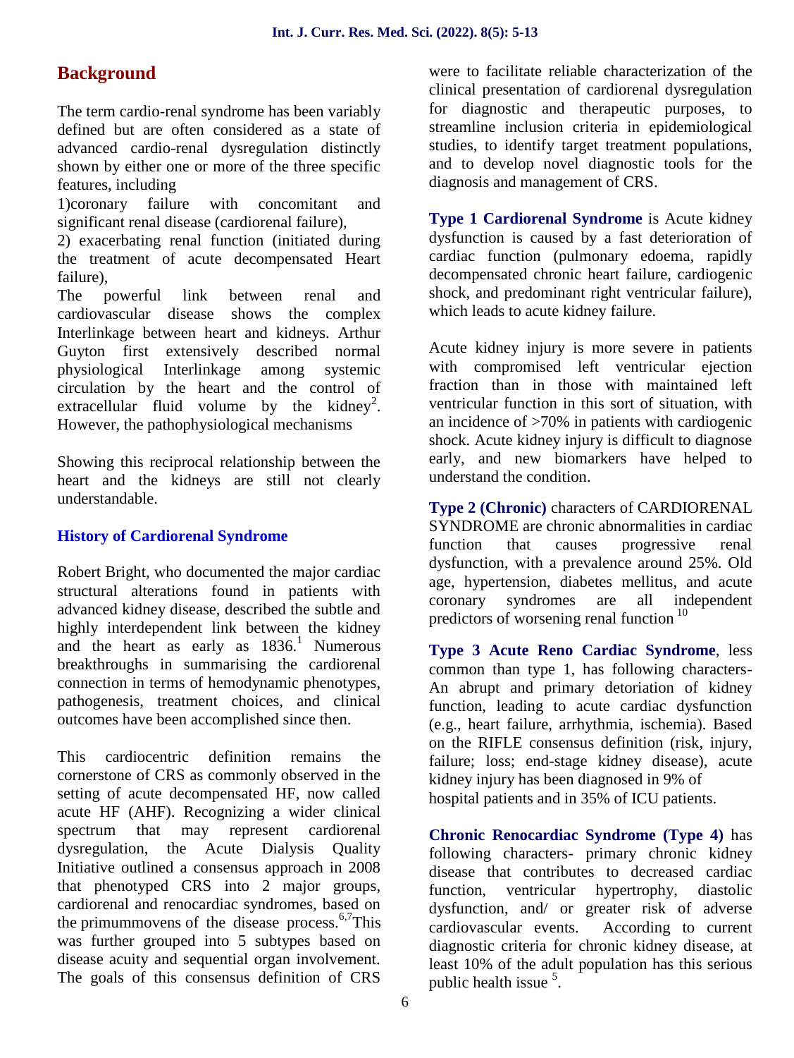## Background

The term cardio-renal syndrome has been variably defined but are often considered as a state of advanced cardio-renal dysregulation distinctly shown by either one or more of the three specific features, including

1)coronary failure with concomitant and significant renal disease (cardiorenal failure),

2) exacerbating renal function (initiated during the treatment of acute decompensated Heart failure),

The powerful link between renal and cardiovascular disease shows the complex Interlinkage between heart and kidneys. Arthur Guyton first extensively described normal physiological Interlinkage among systemic circulation by the heart and the control of extracellular fluid volume by the kidney[2]. However, the pathophysiological mechanisms

Showing this reciprocal relationship between the heart and the kidneys are still not clearly understandable.

### History of Cardiorenal Syndrome

Robert Bright, who documented the major cardiac structural alterations found in patients with advanced kidney disease, described the subtle and highly interdependent link between the kidney and the heart as early as 1836.[1] Numerous breakthroughs in summarising the cardiorenal connection in terms of hemodynamic phenotypes, pathogenesis, treatment choices, and clinical outcomes have been accomplished since then.

This cardiocentric definition remains the cornerstone of CRS as commonly observed in the setting of acute decompensated HF, now called acute HF (AHF). Recognizing a wider clinical spectrum that may represent cardiorenal dysregulation, the Acute Dialysis Quality Initiative outlined a consensus approach in 2008 that phenotyped CRS into 2 major groups, cardiorenal and renocardiac syndromes, based on the primummovens of the disease process.[6,7]This was further grouped into 5 subtypes based on disease acuity and sequential organ involvement. The goals of this consensus definition of CRS were to facilitate reliable characterization of the clinical presentation of cardiorenal dysregulation for diagnostic and therapeutic purposes, to streamline inclusion criteria in epidemiological studies, to identify target treatment populations, and to develop novel diagnostic tools for the diagnosis and management of CRS.

**Type 1 Cardiorenal Syndrome** is Acute kidney dysfunction is caused by a fast deterioration of cardiac function (pulmonary edoema, rapidly decompensated chronic heart failure, cardiogenic shock, and predominant right ventricular failure), which leads to acute kidney failure.

Acute kidney injury is more severe in patients with compromised left ventricular ejection fraction than in those with maintained left ventricular function in this sort of situation, with an incidence of >70% in patients with cardiogenic shock. Acute kidney injury is difficult to diagnose early, and new biomarkers have helped to understand the condition.

**Type 2 (Chronic)** characters of CARDIORENAL SYNDROME are chronic abnormalities in cardiac function that causes progressive renal dysfunction, with a prevalence around 25%. Old age, hypertension, diabetes mellitus, and acute coronary syndromes are all independent predictors of worsening renal function [10]

**Type 3 Acute Reno Cardiac Syndrome**, less common than type 1, has following characters- An abrupt and primary detoriation of kidney function, leading to acute cardiac dysfunction (e.g., heart failure, arrhythmia, ischemia). Based on the RIFLE consensus definition (risk, injury, failure; loss; end-stage kidney disease), acute kidney injury has been diagnosed in 9% of hospital patients and in 35% of ICU patients.

**Chronic Renocardiac Syndrome (Type 4)** has following characters- primary chronic kidney disease that contributes to decreased cardiac function, ventricular hypertrophy, diastolic dysfunction, and/ or greater risk of adverse cardiovascular events. According to current diagnostic criteria for chronic kidney disease, at least 10% of the adult population has this serious public health issue [5].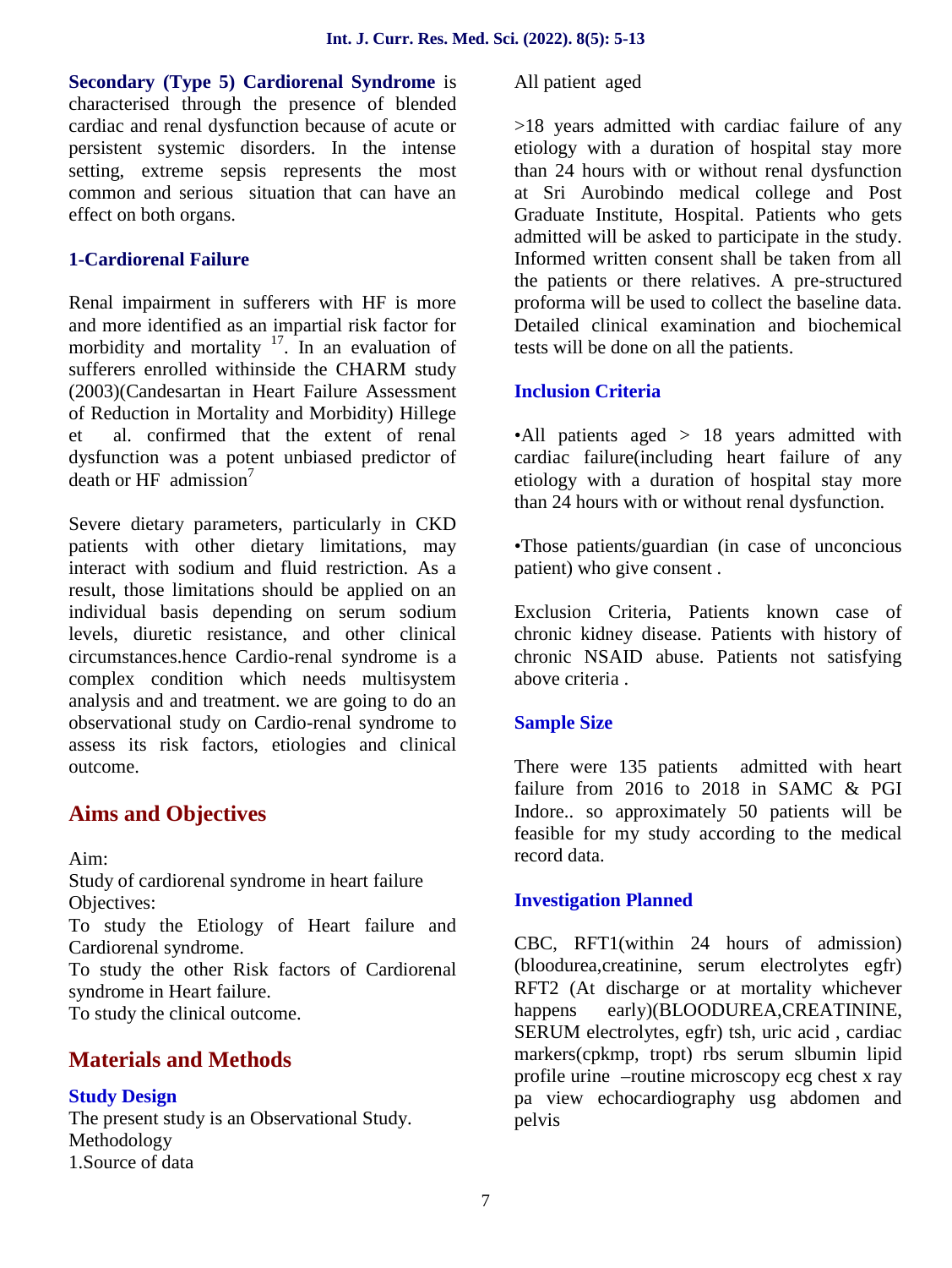**Secondary (Type 5) Cardiorenal Syndrome** is characterised through the presence of blended cardiac and renal dysfunction because of acute or persistent systemic disorders. In the intense setting, extreme sepsis represents the most common and serious situation that can have an effect on both organs.

### 1-Cardiorenal Failure

Renal impairment in sufferers with HF is more and more identified as an impartial risk factor for morbidity and mortality [17]. In an evaluation of sufferers enrolled withinside the CHARM study (2003)(Candesartan in Heart Failure Assessment of Reduction in Mortality and Morbidity) Hillege et al. confirmed that the extent of renal dysfunction was a potent unbiased predictor of death or HF admission[7]

Severe dietary parameters, particularly in CKD patients with other dietary limitations, may interact with sodium and fluid restriction. As a result, those limitations should be applied on an individual basis depending on serum sodium levels, diuretic resistance, and other clinical circumstances.hence Cardio-renal syndrome is a complex condition which needs multisystem analysis and and treatment. we are going to do an observational study on Cardio-renal syndrome to assess its risk factors, etiologies and clinical outcome.

## Aims and Objectives

Aim:
Study of cardiorenal syndrome in heart failure
Objectives:
To study the Etiology of Heart failure and Cardiorenal syndrome.
To study the other Risk factors of Cardiorenal syndrome in Heart failure.
To study the clinical outcome.

## Materials and Methods

### Study Design

The present study is an Observational Study.
Methodology
1.Source of data

All patient aged

>18 years admitted with cardiac failure of any etiology with a duration of hospital stay more than 24 hours with or without renal dysfunction at Sri Aurobindo medical college and Post Graduate Institute, Hospital. Patients who gets admitted will be asked to participate in the study. Informed written consent shall be taken from all the patients or there relatives. A pre-structured proforma will be used to collect the baseline data. Detailed clinical examination and biochemical tests will be done on all the patients.

### Inclusion Criteria

•All patients aged > 18 years admitted with cardiac failure(including heart failure of any etiology with a duration of hospital stay more than 24 hours with or without renal dysfunction.

•Those patients/guardian (in case of unconcious patient) who give consent .

Exclusion Criteria, Patients known case of chronic kidney disease. Patients with history of chronic NSAID abuse. Patients not satisfying above criteria .

### Sample Size

There were 135 patients admitted with heart failure from 2016 to 2018 in SAMC & PGI Indore.. so approximately 50 patients will be feasible for my study according to the medical record data.

### Investigation Planned

CBC, RFT1(within 24 hours of admission) (bloodurea,creatinine, serum electrolytes egfr) RFT2 (At discharge or at mortality whichever happens early)(BLOODUREA,CREATININE, SERUM electrolytes, egfr) tsh, uric acid , cardiac markers(cpkmp, tropt) rbs serum slbumin lipid profile urine –routine microscopy ecg chest x ray pa view echocardiography usg abdomen and pelvis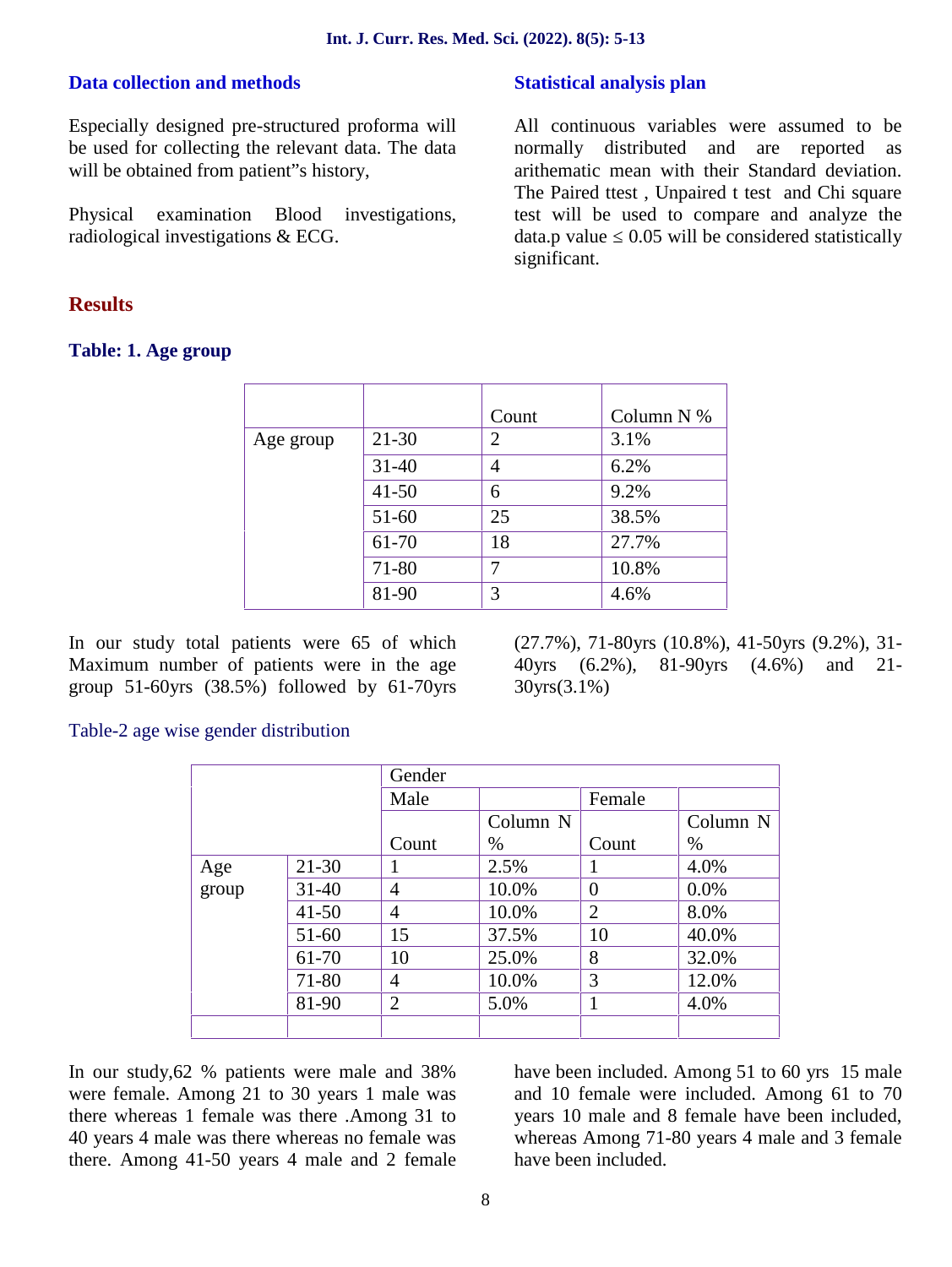### Data collection and methods

Especially designed pre-structured proforma will be used for collecting the relevant data. The data will be obtained from patient"s history,

Physical examination Blood investigations, radiological investigations & ECG.

### Statistical analysis plan

All continuous variables were assumed to be normally distributed and are reported as arithematic mean with their Standard deviation. The Paired ttest , Unpaired t test and Chi square test will be used to compare and analyze the data.p value ≤ 0.05 will be considered statistically significant.

## Results

### Table: 1. Age group

| | | Count | Column N % |
|---|---|---|---|
| Age group | 21-30 | 2 | 3.1% |
| | 31-40 | 4 | 6.2% |
| | 41-50 | 6 | 9.2% |
| | 51-60 | 25 | 38.5% |
| | 61-70 | 18 | 27.7% |
| | 71-80 | 7 | 10.8% |
| | 81-90 | 3 | 4.6% |

In our study total patients were 65 of which Maximum number of patients were in the age group 51-60yrs (38.5%) followed by 61-70yrs (27.7%), 71-80yrs (10.8%), 41-50yrs (9.2%), 31-40yrs (6.2%), 81-90yrs (4.6%) and 21-30yrs(3.1%)

Table-2 age wise gender distribution

| | | Gender | | | |
|---|---|---|---|---|---|
| | | Male | | Female | |
| | | Count | Column N % | Count | Column N % |
| Age group | 21-30 | 1 | 2.5% | 1 | 4.0% |
| | 31-40 | 4 | 10.0% | 0 | 0.0% |
| | 41-50 | 4 | 10.0% | 2 | 8.0% |
| | 51-60 | 15 | 37.5% | 10 | 40.0% |
| | 61-70 | 10 | 25.0% | 8 | 32.0% |
| | 71-80 | 4 | 10.0% | 3 | 12.0% |
| | 81-90 | 2 | 5.0% | 1 | 4.0% |
| | | | | | |

In our study,62 % patients were male and 38% were female. Among 21 to 30 years 1 male was there whereas 1 female was there .Among 31 to 40 years 4 male was there whereas no female was there. Among 41-50 years 4 male and 2 female have been included. Among 51 to 60 yrs 15 male and 10 female were included. Among 61 to 70 years 10 male and 8 female have been included, whereas Among 71-80 years 4 male and 3 female have been included.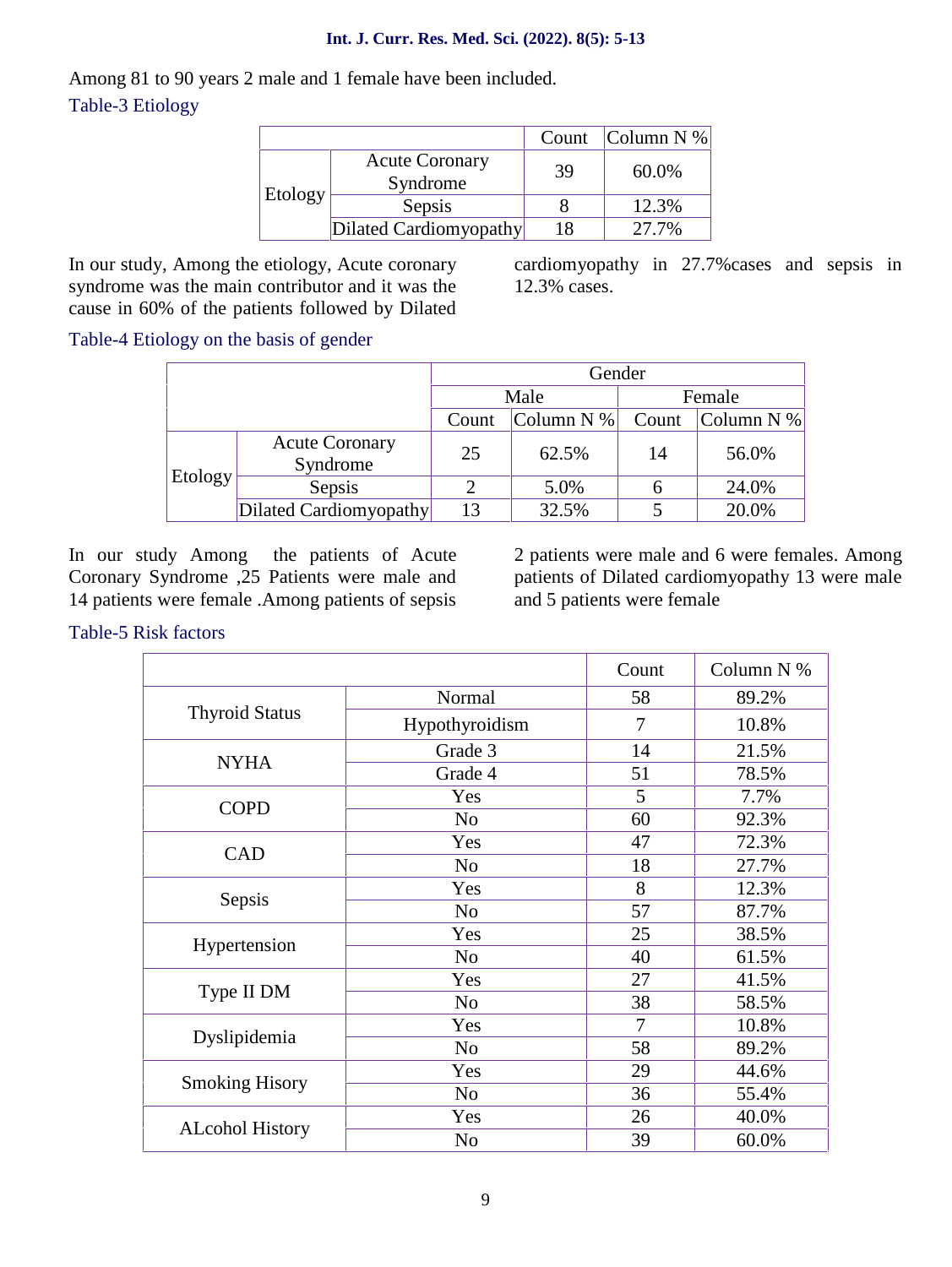Among 81 to 90 years 2 male and 1 female have been included.

### Table-3 Etiology

| | | Count | Column N % |
|---|---|---|---|
| Etology | Acute Coronary Syndrome | 39 | 60.0% |
| | Sepsis | 8 | 12.3% |
| | Dilated Cardiomyopathy | 18 | 27.7% |

In our study, Among the etiology, Acute coronary syndrome was the main contributor and it was the cause in 60% of the patients followed by Dilated cardiomyopathy in 27.7%cases and sepsis in 12.3% cases.

### Table-4 Etiology on the basis of gender

| | | Gender | | | |
|---|---|---|---|---|---|
| | | Male | | Female | |
| | | Count | Column N % | Count | Column N % |
| Etology | Acute Coronary Syndrome | 25 | 62.5% | 14 | 56.0% |
| | Sepsis | 2 | 5.0% | 6 | 24.0% |
| | Dilated Cardiomyopathy | 13 | 32.5% | 5 | 20.0% |

In our study Among the patients of Acute Coronary Syndrome ,25 Patients were male and 14 patients were female .Among patients of sepsis 2 patients were male and 6 were females. Among patients of Dilated cardiomyopathy 13 were male and 5 patients were female

### Table-5 Risk factors

| | | Count | Column N % |
|---|---|---|---|
| Thyroid Status | Normal | 58 | 89.2% |
| | Hypothyroidism | 7 | 10.8% |
| NYHA | Grade 3 | 14 | 21.5% |
| | Grade 4 | 51 | 78.5% |
| COPD | Yes | 5 | 7.7% |
| | No | 60 | 92.3% |
| CAD | Yes | 47 | 72.3% |
| | No | 18 | 27.7% |
| Sepsis | Yes | 8 | 12.3% |
| | No | 57 | 87.7% |
| Hypertension | Yes | 25 | 38.5% |
| | No | 40 | 61.5% |
| Type II DM | Yes | 27 | 41.5% |
| | No | 38 | 58.5% |
| Dyslipidemia | Yes | 7 | 10.8% |
| | No | 58 | 89.2% |
| Smoking Hisory | Yes | 29 | 44.6% |
| | No | 36 | 55.4% |
| ALcohol History | Yes | 26 | 40.0% |
| | No | 39 | 60.0% |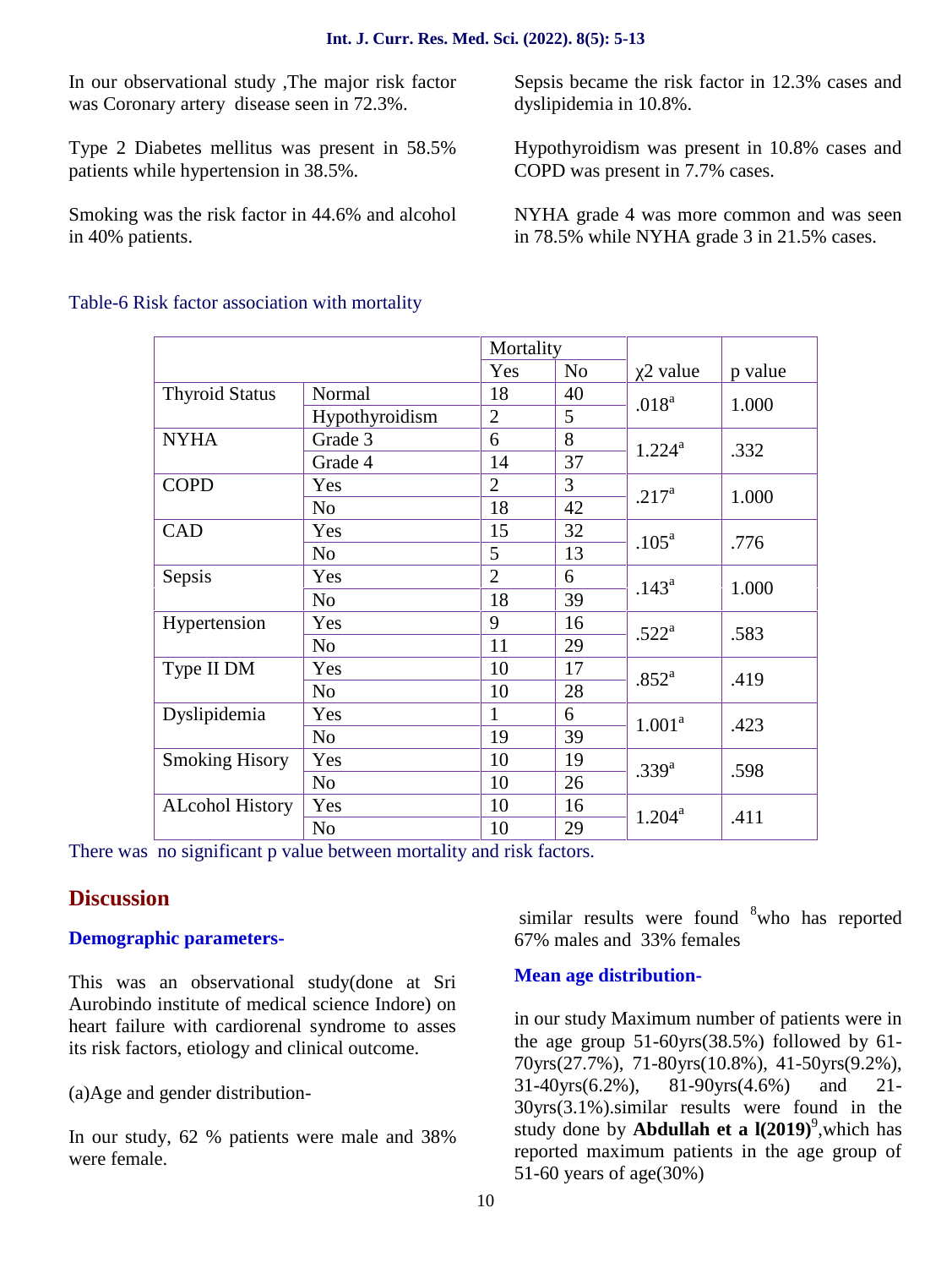In our observational study ,The major risk factor was Coronary artery disease seen in 72.3%.

Type 2 Diabetes mellitus was present in 58.5% patients while hypertension in 38.5%.

Smoking was the risk factor in 44.6% and alcohol in 40% patients.

Sepsis became the risk factor in 12.3% cases and dyslipidemia in 10.8%.

Hypothyroidism was present in 10.8% cases and COPD was present in 7.7% cases.

NYHA grade 4 was more common and was seen in 78.5% while NYHA grade 3 in 21.5% cases.

Table-6 Risk factor association with mortality

| | | Mortality | | $\chi^2$ value | p value |
|---|---|---|---|---|---|
| | | Yes | No | | |
| Thyroid Status | Normal | 18 | 40 | .018[a] | 1.000 |
| | Hypothyroidism | 2 | 5 | | |
| NYHA | Grade 3 | 6 | 8 | 1.224[a] | .332 |
| | Grade 4 | 14 | 37 | | |
| COPD | Yes | 2 | 3 | .217[a] | 1.000 |
| | No | 18 | 42 | | |
| CAD | Yes | 15 | 32 | .105[a] | .776 |
| | No | 5 | 13 | | |
| Sepsis | Yes | 2 | 6 | .143[a] | 1.000 |
| | No | 18 | 39 | | |
| Hypertension | Yes | 9 | 16 | .522[a] | .583 |
| | No | 11 | 29 | | |
| Type II DM | Yes | 10 | 17 | .852[a] | .419 |
| | No | 10 | 28 | | |
| Dyslipidemia | Yes | 1 | 6 | 1.001[a] | .423 |
| | No | 19 | 39 | | |
| Smoking Hisory | Yes | 10 | 19 | .339[a] | .598 |
| | No | 10 | 26 | | |
| ALcohol History | Yes | 10 | 16 | 1.204[a] | .411 |
| | No | 10 | 29 | | |

There was no significant p value between mortality and risk factors.

## Discussion

### Demographic parameters-

This was an observational study(done at Sri Aurobindo institute of medical science Indore) on heart failure with cardiorenal syndrome to asses its risk factors, etiology and clinical outcome.

(a)Age and gender distribution-

In our study, 62 % patients were male and 38% were female.

similar results were found [8]who has reported 67% males and 33% females

### Mean age distribution-

in our study Maximum number of patients were in the age group 51-60yrs(38.5%) followed by 61-70yrs(27.7%), 71-80yrs(10.8%), 41-50yrs(9.2%), 31-40yrs(6.2%), 81-90yrs(4.6%) and 21-30yrs(3.1%).similar results were found in the study done by **Abdullah et a l(2019)**[9],which has reported maximum patients in the age group of 51-60 years of age(30%)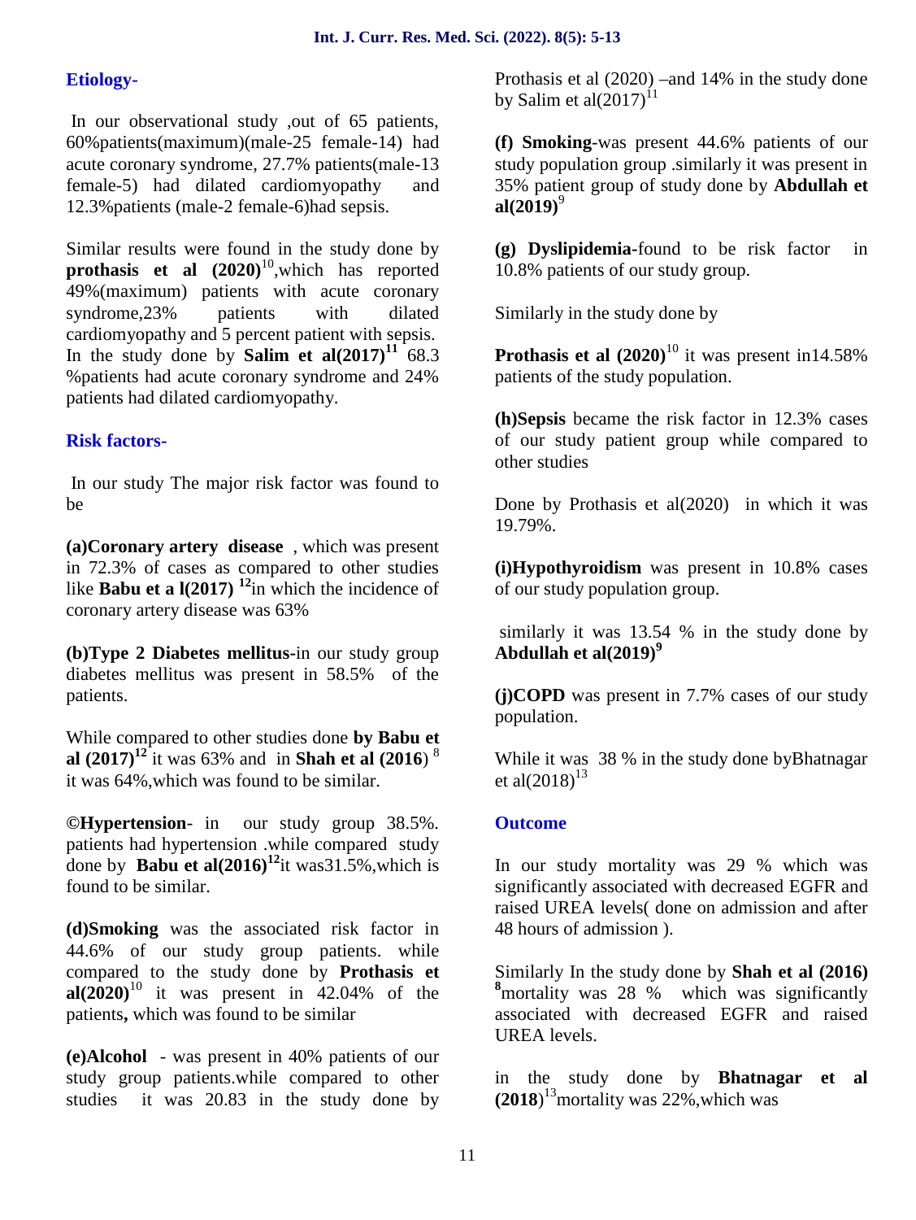### Etiology-

In our observational study ,out of 65 patients, 60%patients(maximum)(male-25 female-14) had acute coronary syndrome, 27.7% patients(male-13 female-5) had dilated cardiomyopathy and 12.3%patients (male-2 female-6)had sepsis.

Similar results were found in the study done by **prothasis et al (2020)**[10],which has reported 49%(maximum) patients with acute coronary syndrome,23% patients with dilated cardiomyopathy and 5 percent patient with sepsis. In the study done by **Salim et al(2017)[11]** 68.3 %patients had acute coronary syndrome and 24% patients had dilated cardiomyopathy.

### Risk factors-

In our study The major risk factor was found to be

**(a)Coronary artery disease** , which was present in 72.3% of cases as compared to other studies like **Babu et a l(2017) [12]**in which the incidence of coronary artery disease was 63%

**(b)Type 2 Diabetes mellitus**-in our study group diabetes mellitus was present in 58.5% of the patients.

While compared to other studies done **by Babu et al (2017)[12]** it was 63% and in **Shah et al (2016**) [8] it was 64%,which was found to be similar.

**©Hypertension**- in our study group 38.5%. patients had hypertension .while compared study done by **Babu et al(2016)[12]**it was31.5%,which is found to be similar.

**(d)Smoking** was the associated risk factor in 44.6% of our study group patients. while compared to the study done by **Prothasis et al(2020)**[10] it was present in 42.04% of the patients**,** which was found to be similar

**(e)Alcohol** - was present in 40% patients of our study group patients.while compared to other studies it was 20.83 in the study done by Prothasis et al (2020) –and 14% in the study done by Salim et al(2017)[11]

**(f) Smoking**-was present 44.6% patients of our study population group .similarly it was present in 35% patient group of study done by **Abdullah et al(2019)**[9]

**(g) Dyslipidemia-**found to be risk factor in 10.8% patients of our study group.

Similarly in the study done by

**Prothasis et al (2020)**[10] it was present in14.58% patients of the study population.

**(h)Sepsis** became the risk factor in 12.3% cases of our study patient group while compared to other studies

Done by Prothasis et al(2020) in which it was 19.79%.

**(i)Hypothyroidism** was present in 10.8% cases of our study population group.

similarly it was 13.54 % in the study done by **Abdullah et al(2019)[9]**

**(j)COPD** was present in 7.7% cases of our study population.

While it was 38 % in the study done byBhatnagar et al(2018)[13]

### Outcome

In our study mortality was 29 % which was significantly associated with decreased EGFR and raised UREA levels( done on admission and after 48 hours of admission ).

Similarly In the study done by **Shah et al (2016)** **[8]**mortality was 28 % which was significantly associated with decreased EGFR and raised UREA levels.

in the study done by **Bhatnagar et al (2018)**[13]mortality was 22%,which was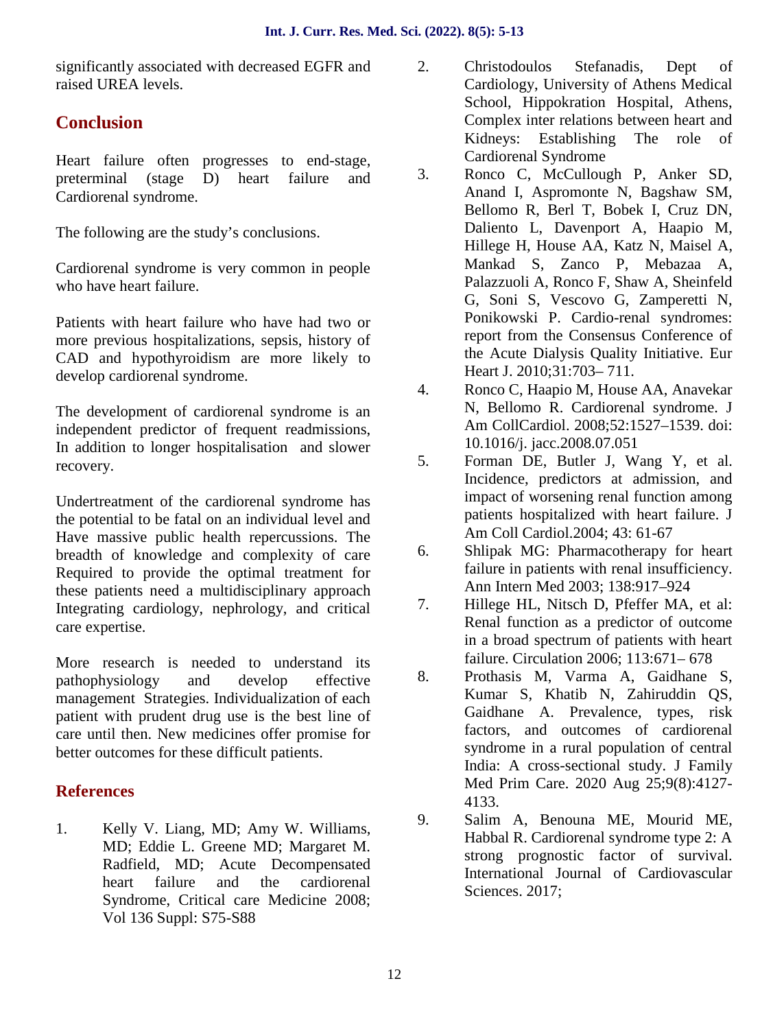significantly associated with decreased EGFR and raised UREA levels.

## Conclusion

Heart failure often progresses to end-stage, preterminal (stage D) heart failure and Cardiorenal syndrome.

The following are the study's conclusions.

Cardiorenal syndrome is very common in people who have heart failure.

Patients with heart failure who have had two or more previous hospitalizations, sepsis, history of CAD and hypothyroidism are more likely to develop cardiorenal syndrome.

The development of cardiorenal syndrome is an independent predictor of frequent readmissions, In addition to longer hospitalisation and slower recovery.

Undertreatment of the cardiorenal syndrome has the potential to be fatal on an individual level and Have massive public health repercussions. The breadth of knowledge and complexity of care Required to provide the optimal treatment for these patients need a multidisciplinary approach Integrating cardiology, nephrology, and critical care expertise.

More research is needed to understand its pathophysiology and develop effective management Strategies. Individualization of each patient with prudent drug use is the best line of care until then. New medicines offer promise for better outcomes for these difficult patients.

## References

1. Kelly V. Liang, MD; Amy W. Williams, MD; Eddie L. Greene MD; Margaret M. Radfield, MD; Acute Decompensated heart failure and the cardiorenal Syndrome, Critical care Medicine 2008; Vol 136 Suppl: S75-S88
2. Christodoulos Stefanadis, Dept of Cardiology, University of Athens Medical School, Hippokration Hospital, Athens, Complex inter relations between heart and Kidneys: Establishing The role of Cardiorenal Syndrome
3. Ronco C, McCullough P, Anker SD, Anand I, Aspromonte N, Bagshaw SM, Bellomo R, Berl T, Bobek I, Cruz DN, Daliento L, Davenport A, Haapio M, Hillege H, House AA, Katz N, Maisel A, Mankad S, Zanco P, Mebazaa A, Palazzuoli A, Ronco F, Shaw A, Sheinfeld G, Soni S, Vescovo G, Zamperetti N, Ponikowski P. Cardio-renal syndromes: report from the Consensus Conference of the Acute Dialysis Quality Initiative. Eur Heart J. 2010;31:703– 711.
4. Ronco C, Haapio M, House AA, Anavekar N, Bellomo R. Cardiorenal syndrome. J Am CollCardiol. 2008;52:1527–1539. doi: 10.1016/j. jacc.2008.07.051
5. Forman DE, Butler J, Wang Y, et al. Incidence, predictors at admission, and impact of worsening renal function among patients hospitalized with heart failure. J Am Coll Cardiol.2004; 43: 61-67
6. Shlipak MG: Pharmacotherapy for heart failure in patients with renal insufficiency. Ann Intern Med 2003; 138:917–924
7. Hillege HL, Nitsch D, Pfeffer MA, et al: Renal function as a predictor of outcome in a broad spectrum of patients with heart failure. Circulation 2006; 113:671– 678
8. Prothasis M, Varma A, Gaidhane S, Kumar S, Khatib N, Zahiruddin QS, Gaidhane A. Prevalence, types, risk factors, and outcomes of cardiorenal syndrome in a rural population of central India: A cross-sectional study. J Family Med Prim Care. 2020 Aug 25;9(8):4127-4133.
9. Salim A, Benouna ME, Mourid ME, Habbal R. Cardiorenal syndrome type 2: A strong prognostic factor of survival. International Journal of Cardiovascular Sciences. 2017;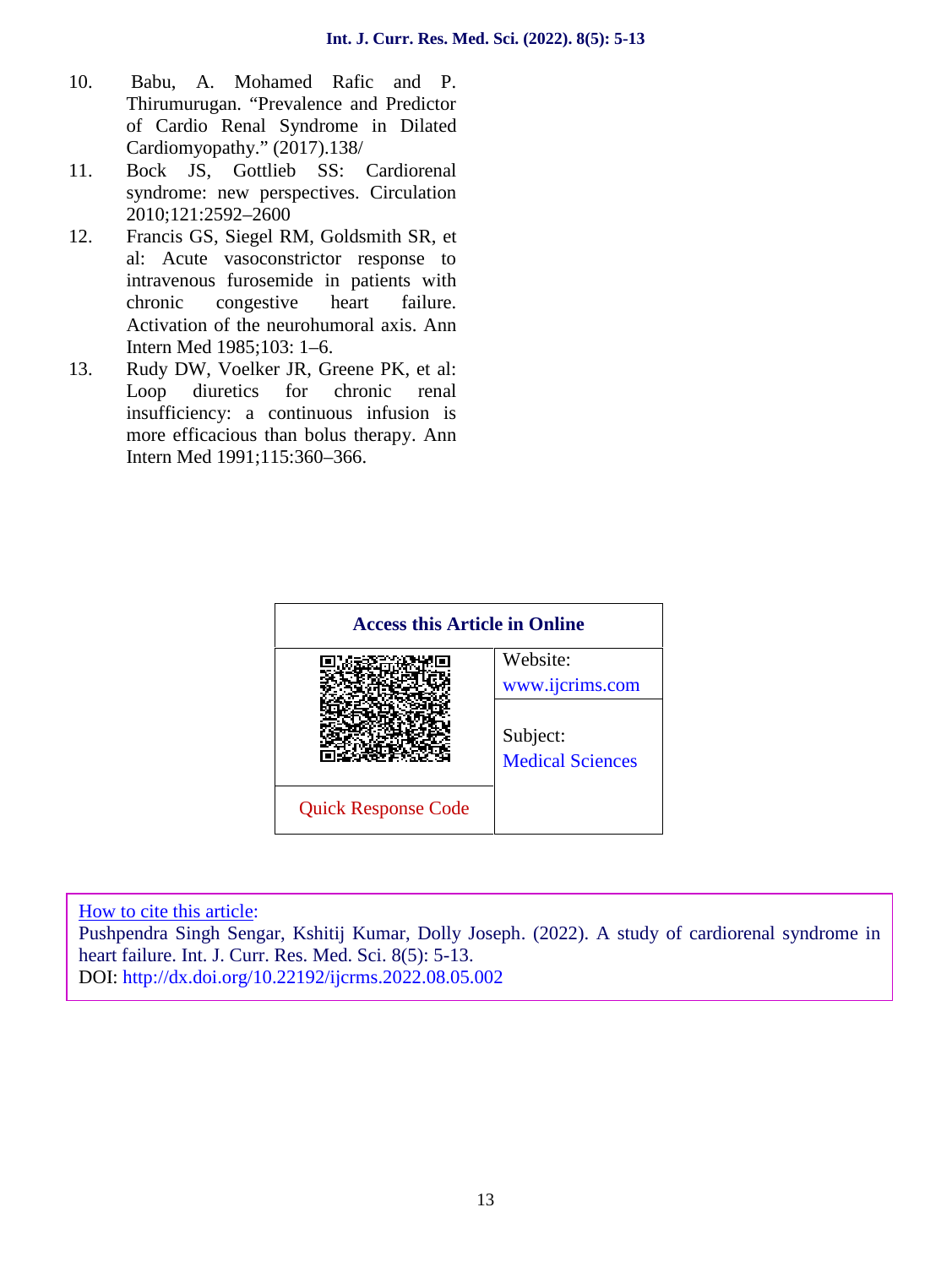10. Babu, A. Mohamed Rafic and P. Thirumurugan. "Prevalence and Predictor of Cardio Renal Syndrome in Dilated Cardiomyopathy." (2017).138/
11. Bock JS, Gottlieb SS: Cardiorenal syndrome: new perspectives. Circulation 2010;121:2592–2600
12. Francis GS, Siegel RM, Goldsmith SR, et al: Acute vasoconstrictor response to intravenous furosemide in patients with chronic congestive heart failure. Activation of the neurohumoral axis. Ann Intern Med 1985;103: 1–6.
13. Rudy DW, Voelker JR, Greene PK, et al: Loop diuretics for chronic renal insufficiency: a continuous infusion is more efficacious than bolus therapy. Ann Intern Med 1991;115:360–366.

| Access this Article in Online | |
|---|---|
| | Website: www.ijcrims.com |
| | Subject: Medical Sciences |
| Quick Response Code | |

How to cite this article:
Pushpendra Singh Sengar, Kshitij Kumar, Dolly Joseph. (2022). A study of cardiorenal syndrome in heart failure. Int. J. Curr. Res. Med. Sci. 8(5): 5-13.
DOI: http://dx.doi.org/10.22192/ijcrms.2022.08.05.002